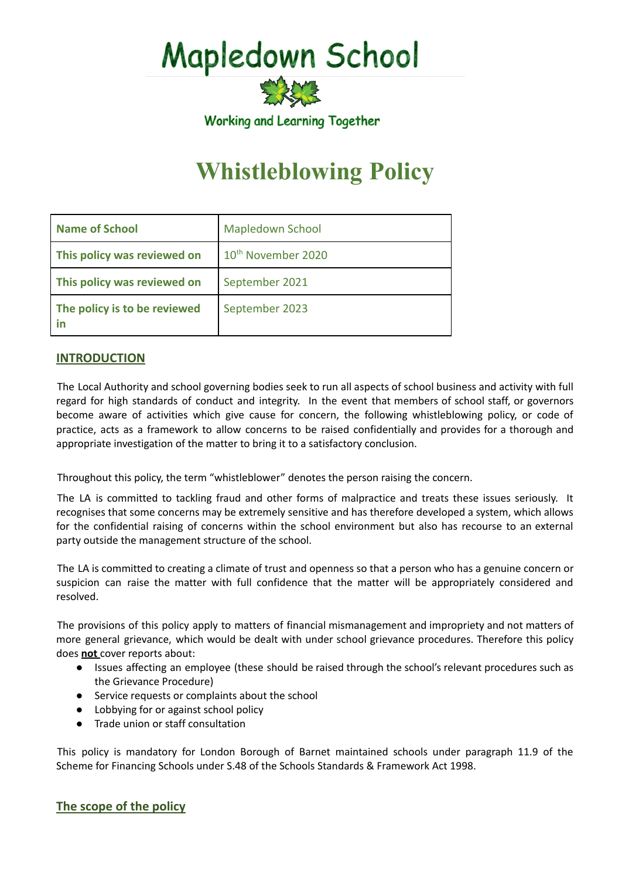# Mapledown School

Working and Learning Together

# Whistleblowing Policy

| Name of School | Mapledown School |
|---|---|
| This policy was reviewed on | 10th November 2020 |
| This policy was reviewed on | September 2021 |
| The policy is to be reviewed in | September 2023 |

## INTRODUCTION

The Local Authority and school governing bodies seek to run all aspects of school business and activity with full regard for high standards of conduct and integrity. In the event that members of school staff, or governors become aware of activities which give cause for concern, the following whistleblowing policy, or code of practice, acts as a framework to allow concerns to be raised confidentially and provides for a thorough and appropriate investigation of the matter to bring it to a satisfactory conclusion.

Throughout this policy, the term "whistleblower" denotes the person raising the concern.

The LA is committed to tackling fraud and other forms of malpractice and treats these issues seriously. It recognises that some concerns may be extremely sensitive and has therefore developed a system, which allows for the confidential raising of concerns within the school environment but also has recourse to an external party outside the management structure of the school.

The LA is committed to creating a climate of trust and openness so that a person who has a genuine concern or suspicion can raise the matter with full confidence that the matter will be appropriately considered and resolved.

The provisions of this policy apply to matters of financial mismanagement and impropriety and not matters of more general grievance, which would be dealt with under school grievance procedures. Therefore this policy does **not** cover reports about:

- Issues affecting an employee (these should be raised through the school's relevant procedures such as the Grievance Procedure)
- Service requests or complaints about the school
- Lobbying for or against school policy
- Trade union or staff consultation

This policy is mandatory for London Borough of Barnet maintained schools under paragraph 11.9 of the Scheme for Financing Schools under S.48 of the Schools Standards & Framework Act 1998.

## The scope of the policy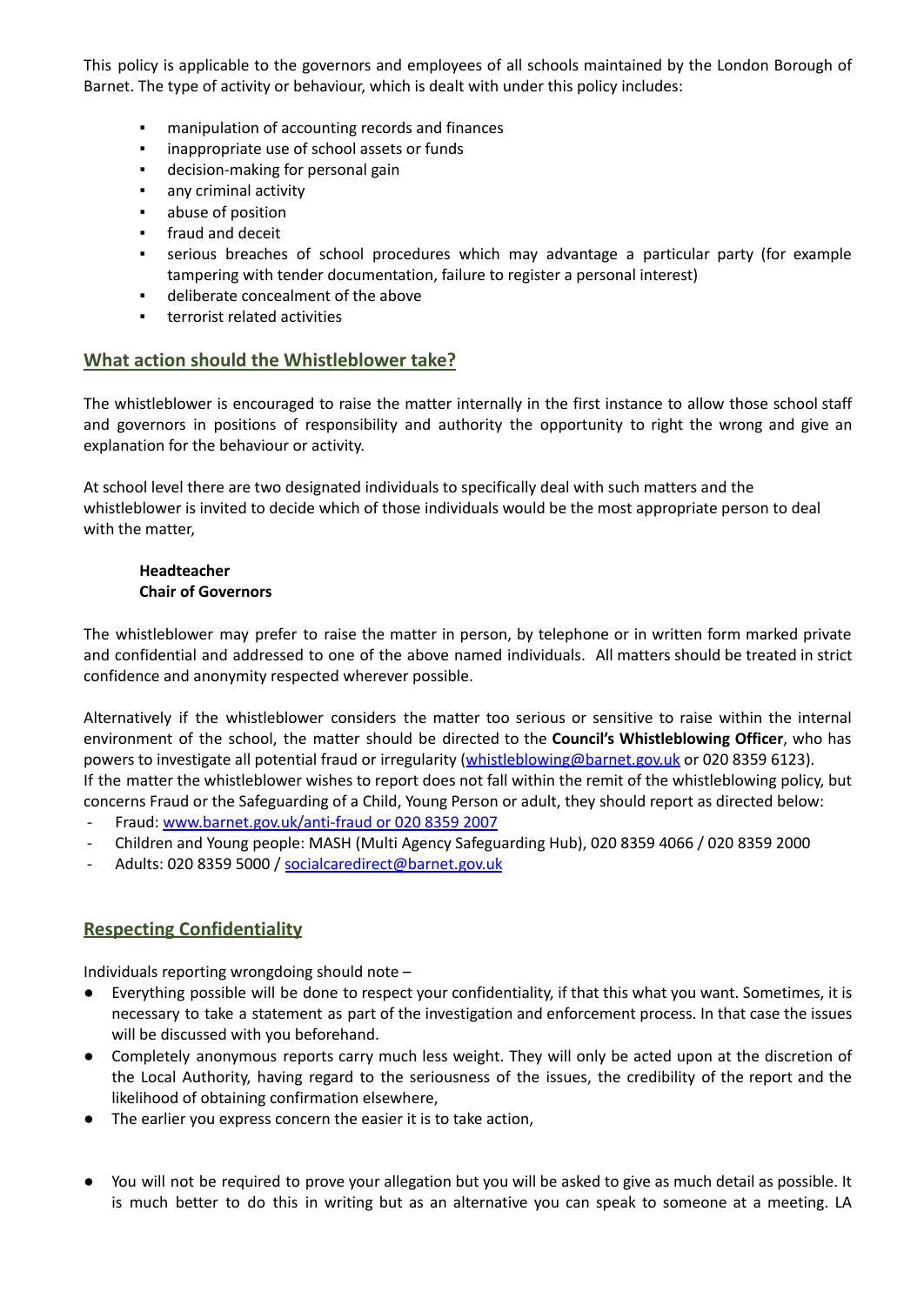This policy is applicable to the governors and employees of all schools maintained by the London Borough of Barnet. The type of activity or behaviour, which is dealt with under this policy includes:

- manipulation of accounting records and finances
- inappropriate use of school assets or funds
- decision-making for personal gain
- any criminal activity
- abuse of position
- fraud and deceit
- serious breaches of school procedures which may advantage a particular party (for example tampering with tender documentation, failure to register a personal interest)
- deliberate concealment of the above
- terrorist related activities

## What action should the Whistleblower take?

The whistleblower is encouraged to raise the matter internally in the first instance to allow those school staff and governors in positions of responsibility and authority the opportunity to right the wrong and give an explanation for the behaviour or activity.

At school level there are two designated individuals to specifically deal with such matters and the whistleblower is invited to decide which of those individuals would be the most appropriate person to deal with the matter,

**Headteacher**
**Chair of Governors**

The whistleblower may prefer to raise the matter in person, by telephone or in written form marked private and confidential and addressed to one of the above named individuals. All matters should be treated in strict confidence and anonymity respected wherever possible.

Alternatively if the whistleblower considers the matter too serious or sensitive to raise within the internal environment of the school, the matter should be directed to the **Council's Whistleblowing Officer**, who has powers to investigate all potential fraud or irregularity (whistleblowing@barnet.gov.uk or 020 8359 6123).
If the matter the whistleblower wishes to report does not fall within the remit of the whistleblowing policy, but concerns Fraud or the Safeguarding of a Child, Young Person or adult, they should report as directed below:

- Fraud: www.barnet.gov.uk/anti-fraud or 020 8359 2007
- Children and Young people: MASH (Multi Agency Safeguarding Hub), 020 8359 4066 / 020 8359 2000
- Adults: 020 8359 5000 / socialcaredirect@barnet.gov.uk

## Respecting Confidentiality

Individuals reporting wrongdoing should note –

- Everything possible will be done to respect your confidentiality, if that this what you want. Sometimes, it is necessary to take a statement as part of the investigation and enforcement process. In that case the issues will be discussed with you beforehand.
- Completely anonymous reports carry much less weight. They will only be acted upon at the discretion of the Local Authority, having regard to the seriousness of the issues, the credibility of the report and the likelihood of obtaining confirmation elsewhere,
- The earlier you express concern the easier it is to take action,

- You will not be required to prove your allegation but you will be asked to give as much detail as possible. It is much better to do this in writing but as an alternative you can speak to someone at a meeting. LA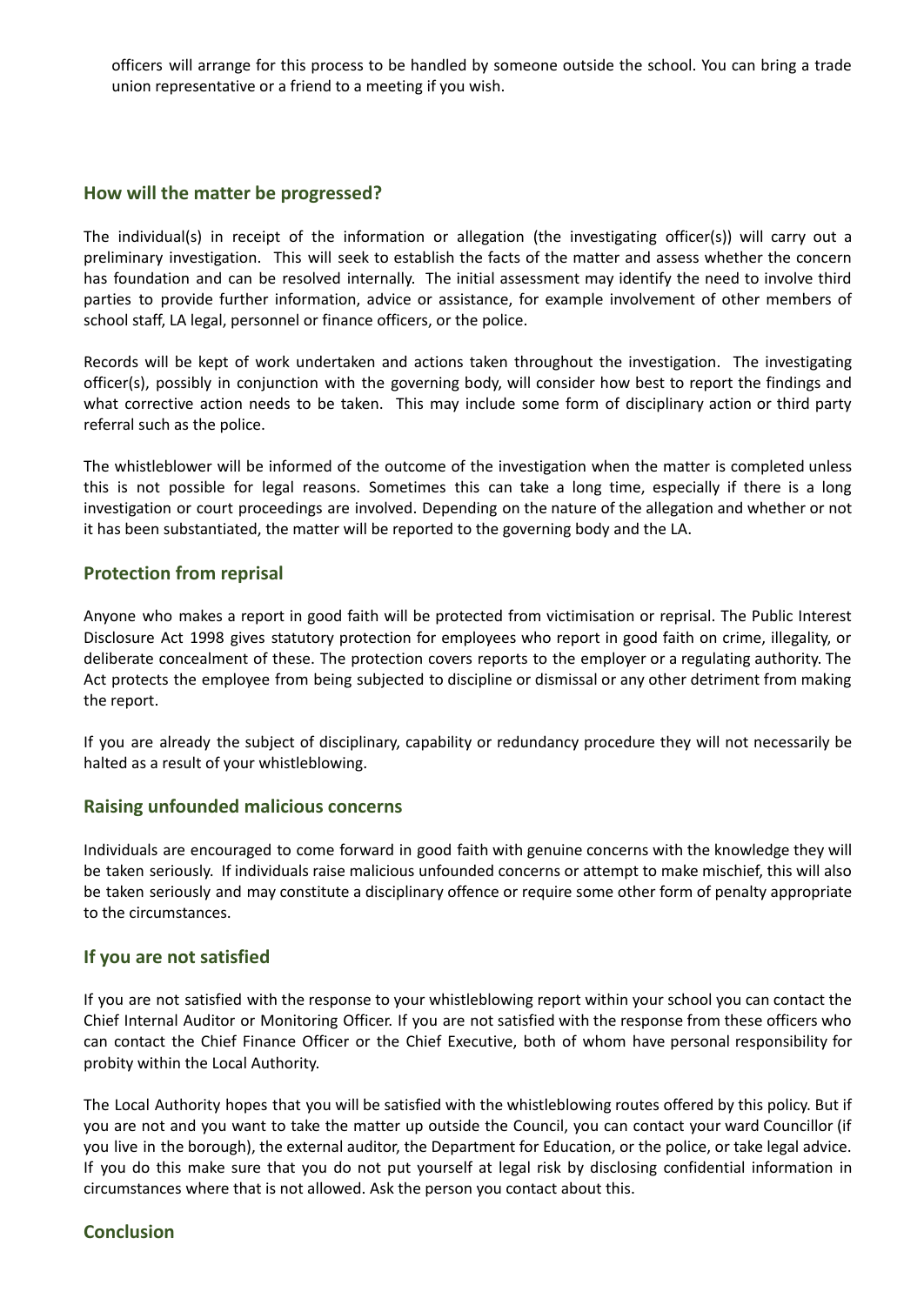officers will arrange for this process to be handled by someone outside the school. You can bring a trade union representative or a friend to a meeting if you wish.

## How will the matter be progressed?

The individual(s) in receipt of the information or allegation (the investigating officer(s)) will carry out a preliminary investigation. This will seek to establish the facts of the matter and assess whether the concern has foundation and can be resolved internally. The initial assessment may identify the need to involve third parties to provide further information, advice or assistance, for example involvement of other members of school staff, LA legal, personnel or finance officers, or the police.

Records will be kept of work undertaken and actions taken throughout the investigation. The investigating officer(s), possibly in conjunction with the governing body, will consider how best to report the findings and what corrective action needs to be taken. This may include some form of disciplinary action or third party referral such as the police.

The whistleblower will be informed of the outcome of the investigation when the matter is completed unless this is not possible for legal reasons. Sometimes this can take a long time, especially if there is a long investigation or court proceedings are involved. Depending on the nature of the allegation and whether or not it has been substantiated, the matter will be reported to the governing body and the LA.

## Protection from reprisal

Anyone who makes a report in good faith will be protected from victimisation or reprisal. The Public Interest Disclosure Act 1998 gives statutory protection for employees who report in good faith on crime, illegality, or deliberate concealment of these. The protection covers reports to the employer or a regulating authority. The Act protects the employee from being subjected to discipline or dismissal or any other detriment from making the report.

If you are already the subject of disciplinary, capability or redundancy procedure they will not necessarily be halted as a result of your whistleblowing.

## Raising unfounded malicious concerns

Individuals are encouraged to come forward in good faith with genuine concerns with the knowledge they will be taken seriously. If individuals raise malicious unfounded concerns or attempt to make mischief, this will also be taken seriously and may constitute a disciplinary offence or require some other form of penalty appropriate to the circumstances.

## If you are not satisfied

If you are not satisfied with the response to your whistleblowing report within your school you can contact the Chief Internal Auditor or Monitoring Officer. If you are not satisfied with the response from these officers who can contact the Chief Finance Officer or the Chief Executive, both of whom have personal responsibility for probity within the Local Authority.

The Local Authority hopes that you will be satisfied with the whistleblowing routes offered by this policy. But if you are not and you want to take the matter up outside the Council, you can contact your ward Councillor (if you live in the borough), the external auditor, the Department for Education, or the police, or take legal advice. If you do this make sure that you do not put yourself at legal risk by disclosing confidential information in circumstances where that is not allowed. Ask the person you contact about this.

## Conclusion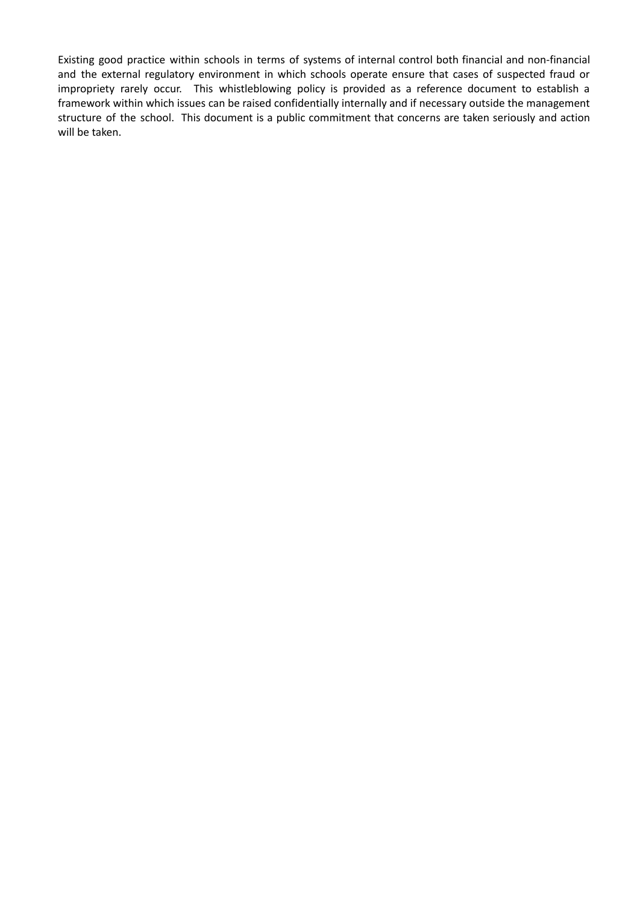Existing good practice within schools in terms of systems of internal control both financial and non-financial and the external regulatory environment in which schools operate ensure that cases of suspected fraud or impropriety rarely occur. This whistleblowing policy is provided as a reference document to establish a framework within which issues can be raised confidentially internally and if necessary outside the management structure of the school. This document is a public commitment that concerns are taken seriously and action will be taken.